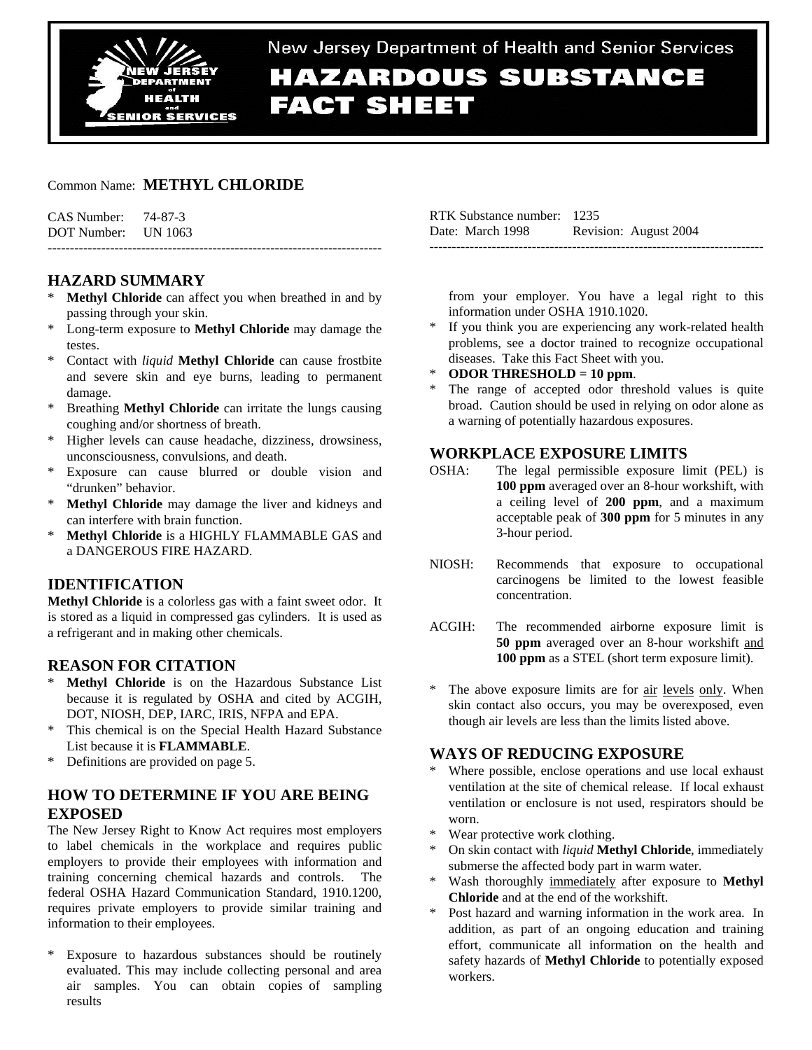New Jersey Department of Health and Senior Services

# HAZARDOUS SUBSTANCE FACT SHEET

Common Name: **METHYL CHLORIDE**

CAS Number: 74-87-3
DOT Number: UN 1063

RTK Substance number: 1235
Date: March 1998 Revision: August 2004

## HAZARD SUMMARY

* **Methyl Chloride** can affect you when breathed in and by passing through your skin.
* Long-term exposure to **Methyl Chloride** may damage the testes.
* Contact with *liquid* **Methyl Chloride** can cause frostbite and severe skin and eye burns, leading to permanent damage.
* Breathing **Methyl Chloride** can irritate the lungs causing coughing and/or shortness of breath.
* Higher levels can cause headache, dizziness, drowsiness, unconsciousness, convulsions, and death.
* Exposure can cause blurred or double vision and "drunken" behavior.
* **Methyl Chloride** may damage the liver and kidneys and can interfere with brain function.
* **Methyl Chloride** is a HIGHLY FLAMMABLE GAS and a DANGEROUS FIRE HAZARD.

## IDENTIFICATION

**Methyl Chloride** is a colorless gas with a faint sweet odor. It is stored as a liquid in compressed gas cylinders. It is used as a refrigerant and in making other chemicals.

## REASON FOR CITATION

* **Methyl Chloride** is on the Hazardous Substance List because it is regulated by OSHA and cited by ACGIH, DOT, NIOSH, DEP, IARC, IRIS, NFPA and EPA.
* This chemical is on the Special Health Hazard Substance List because it is **FLAMMABLE**.
* Definitions are provided on page 5.

## HOW TO DETERMINE IF YOU ARE BEING EXPOSED

The New Jersey Right to Know Act requires most employers to label chemicals in the workplace and requires public employers to provide their employees with information and training concerning chemical hazards and controls. The federal OSHA Hazard Communication Standard, 1910.1200, requires private employers to provide similar training and information to their employees.

* Exposure to hazardous substances should be routinely evaluated. This may include collecting personal and area air samples. You can obtain copies of sampling results from your employer. You have a legal right to this information under OSHA 1910.1020.
* If you think you are experiencing any work-related health problems, see a doctor trained to recognize occupational diseases. Take this Fact Sheet with you.
* **ODOR THRESHOLD = 10 ppm**.
* The range of accepted odor threshold values is quite broad. Caution should be used in relying on odor alone as a warning of potentially hazardous exposures.

## WORKPLACE EXPOSURE LIMITS

OSHA: The legal permissible exposure limit (PEL) is **100 ppm** averaged over an 8-hour workshift, with a ceiling level of **200 ppm**, and a maximum acceptable peak of **300 ppm** for 5 minutes in any 3-hour period.

NIOSH: Recommends that exposure to occupational carcinogens be limited to the lowest feasible concentration.

ACGIH: The recommended airborne exposure limit is **50 ppm** averaged over an 8-hour workshift and **100 ppm** as a STEL (short term exposure limit).

* The above exposure limits are for air levels only. When skin contact also occurs, you may be overexposed, even though air levels are less than the limits listed above.

## WAYS OF REDUCING EXPOSURE

* Where possible, enclose operations and use local exhaust ventilation at the site of chemical release. If local exhaust ventilation or enclosure is not used, respirators should be worn.
* Wear protective work clothing.
* On skin contact with *liquid* **Methyl Chloride**, immediately submerse the affected body part in warm water.
* Wash thoroughly immediately after exposure to **Methyl Chloride** and at the end of the workshift.
* Post hazard and warning information in the work area. In addition, as part of an ongoing education and training effort, communicate all information on the health and safety hazards of **Methyl Chloride** to potentially exposed workers.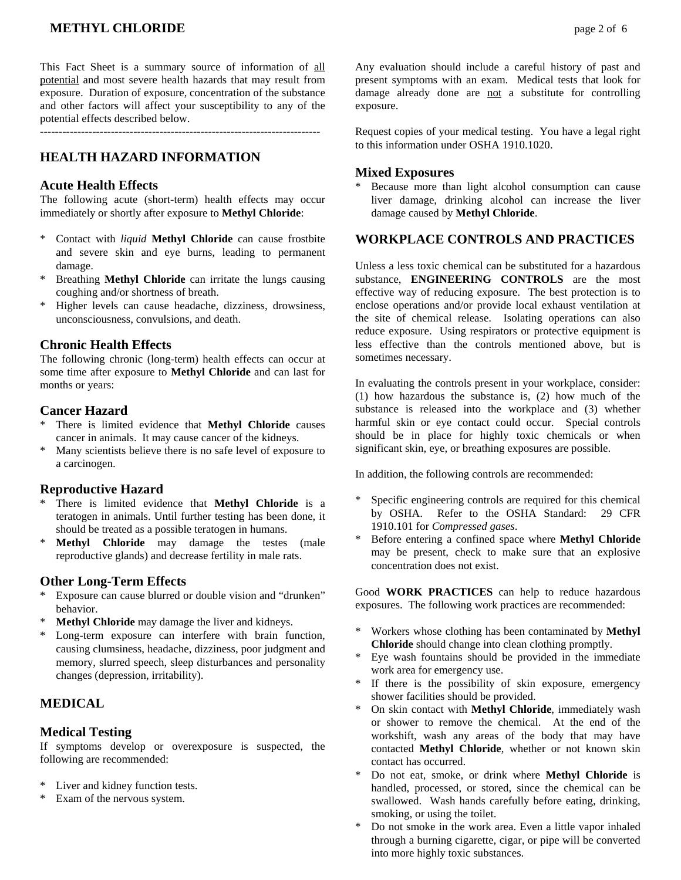This Fact Sheet is a summary source of information of all potential and most severe health hazards that may result from exposure. Duration of exposure, concentration of the substance and other factors will affect your susceptibility to any of the potential effects described below.

---------------------------------------------------------------------------

## HEALTH HAZARD INFORMATION

### Acute Health Effects

The following acute (short-term) health effects may occur immediately or shortly after exposure to **Methyl Chloride**:

* Contact with *liquid* **Methyl Chloride** can cause frostbite and severe skin and eye burns, leading to permanent damage.
* Breathing **Methyl Chloride** can irritate the lungs causing coughing and/or shortness of breath.
* Higher levels can cause headache, dizziness, drowsiness, unconsciousness, convulsions, and death.

### Chronic Health Effects

The following chronic (long-term) health effects can occur at some time after exposure to **Methyl Chloride** and can last for months or years:

### Cancer Hazard

* There is limited evidence that **Methyl Chloride** causes cancer in animals. It may cause cancer of the kidneys.
* Many scientists believe there is no safe level of exposure to a carcinogen.

### Reproductive Hazard

* There is limited evidence that **Methyl Chloride** is a teratogen in animals. Until further testing has been done, it should be treated as a possible teratogen in humans.
* **Methyl Chloride** may damage the testes (male reproductive glands) and decrease fertility in male rats.

### Other Long-Term Effects

* Exposure can cause blurred or double vision and "drunken" behavior.
* **Methyl Chloride** may damage the liver and kidneys.
* Long-term exposure can interfere with brain function, causing clumsiness, headache, dizziness, poor judgment and memory, slurred speech, sleep disturbances and personality changes (depression, irritability).

## MEDICAL

### Medical Testing

If symptoms develop or overexposure is suspected, the following are recommended:

* Liver and kidney function tests.
* Exam of the nervous system.

Any evaluation should include a careful history of past and present symptoms with an exam. Medical tests that look for damage already done are not a substitute for controlling exposure.

Request copies of your medical testing. You have a legal right to this information under OSHA 1910.1020.

### Mixed Exposures

* Because more than light alcohol consumption can cause liver damage, drinking alcohol can increase the liver damage caused by **Methyl Chloride**.

## WORKPLACE CONTROLS AND PRACTICES

Unless a less toxic chemical can be substituted for a hazardous substance, **ENGINEERING CONTROLS** are the most effective way of reducing exposure. The best protection is to enclose operations and/or provide local exhaust ventilation at the site of chemical release. Isolating operations can also reduce exposure. Using respirators or protective equipment is less effective than the controls mentioned above, but is sometimes necessary.

In evaluating the controls present in your workplace, consider: (1) how hazardous the substance is, (2) how much of the substance is released into the workplace and (3) whether harmful skin or eye contact could occur. Special controls should be in place for highly toxic chemicals or when significant skin, eye, or breathing exposures are possible.

In addition, the following controls are recommended:

* Specific engineering controls are required for this chemical by OSHA. Refer to the OSHA Standard: 29 CFR 1910.101 for *Compressed gases*.
* Before entering a confined space where **Methyl Chloride** may be present, check to make sure that an explosive concentration does not exist.

Good **WORK PRACTICES** can help to reduce hazardous exposures. The following work practices are recommended:

* Workers whose clothing has been contaminated by **Methyl Chloride** should change into clean clothing promptly.
* Eye wash fountains should be provided in the immediate work area for emergency use.
* If there is the possibility of skin exposure, emergency shower facilities should be provided.
* On skin contact with **Methyl Chloride**, immediately wash or shower to remove the chemical. At the end of the workshift, wash any areas of the body that may have contacted **Methyl Chloride**, whether or not known skin contact has occurred.
* Do not eat, smoke, or drink where **Methyl Chloride** is handled, processed, or stored, since the chemical can be swallowed. Wash hands carefully before eating, drinking, smoking, or using the toilet.
* Do not smoke in the work area. Even a little vapor inhaled through a burning cigarette, cigar, or pipe will be converted into more highly toxic substances.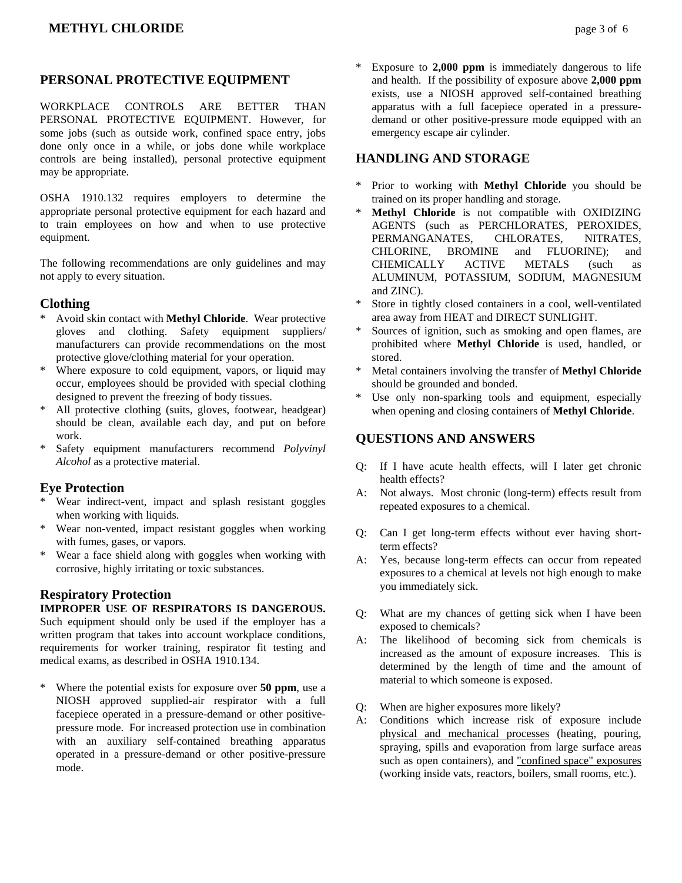## PERSONAL PROTECTIVE EQUIPMENT

WORKPLACE CONTROLS ARE BETTER THAN PERSONAL PROTECTIVE EQUIPMENT. However, for some jobs (such as outside work, confined space entry, jobs done only once in a while, or jobs done while workplace controls are being installed), personal protective equipment may be appropriate.

OSHA 1910.132 requires employers to determine the appropriate personal protective equipment for each hazard and to train employees on how and when to use protective equipment.

The following recommendations are only guidelines and may not apply to every situation.

### Clothing

* Avoid skin contact with **Methyl Chloride**. Wear protective gloves and clothing. Safety equipment suppliers/ manufacturers can provide recommendations on the most protective glove/clothing material for your operation.
* Where exposure to cold equipment, vapors, or liquid may occur, employees should be provided with special clothing designed to prevent the freezing of body tissues.
* All protective clothing (suits, gloves, footwear, headgear) should be clean, available each day, and put on before work.
* Safety equipment manufacturers recommend *Polyvinyl Alcohol* as a protective material.

### Eye Protection

* Wear indirect-vent, impact and splash resistant goggles when working with liquids.
* Wear non-vented, impact resistant goggles when working with fumes, gases, or vapors.
* Wear a face shield along with goggles when working with corrosive, highly irritating or toxic substances.

### Respiratory Protection

**IMPROPER USE OF RESPIRATORS IS DANGEROUS.** Such equipment should only be used if the employer has a written program that takes into account workplace conditions, requirements for worker training, respirator fit testing and medical exams, as described in OSHA 1910.134.

* Where the potential exists for exposure over **50 ppm**, use a NIOSH approved supplied-air respirator with a full facepiece operated in a pressure-demand or other positive-pressure mode. For increased protection use in combination with an auxiliary self-contained breathing apparatus operated in a pressure-demand or other positive-pressure mode.
* Exposure to **2,000 ppm** is immediately dangerous to life and health. If the possibility of exposure above **2,000 ppm** exists, use a NIOSH approved self-contained breathing apparatus with a full facepiece operated in a pressure-demand or other positive-pressure mode equipped with an emergency escape air cylinder.

## HANDLING AND STORAGE

* Prior to working with **Methyl Chloride** you should be trained on its proper handling and storage.
* **Methyl Chloride** is not compatible with OXIDIZING AGENTS (such as PERCHLORATES, PEROXIDES, PERMANGANATES, CHLORATES, NITRATES, CHLORINE, BROMINE and FLUORINE); and CHEMICALLY ACTIVE METALS (such as ALUMINUM, POTASSIUM, SODIUM, MAGNESIUM and ZINC).
* Store in tightly closed containers in a cool, well-ventilated area away from HEAT and DIRECT SUNLIGHT.
* Sources of ignition, such as smoking and open flames, are prohibited where **Methyl Chloride** is used, handled, or stored.
* Metal containers involving the transfer of **Methyl Chloride** should be grounded and bonded.
* Use only non-sparking tools and equipment, especially when opening and closing containers of **Methyl Chloride**.

## QUESTIONS AND ANSWERS

Q: If I have acute health effects, will I later get chronic health effects?
A: Not always. Most chronic (long-term) effects result from repeated exposures to a chemical.

Q: Can I get long-term effects without ever having short-term effects?
A: Yes, because long-term effects can occur from repeated exposures to a chemical at levels not high enough to make you immediately sick.

Q: What are my chances of getting sick when I have been exposed to chemicals?
A: The likelihood of becoming sick from chemicals is increased as the amount of exposure increases. This is determined by the length of time and the amount of material to which someone is exposed.

Q: When are higher exposures more likely?
A: Conditions which increase risk of exposure include physical and mechanical processes (heating, pouring, spraying, spills and evaporation from large surface areas such as open containers), and "confined space" exposures (working inside vats, reactors, boilers, small rooms, etc.).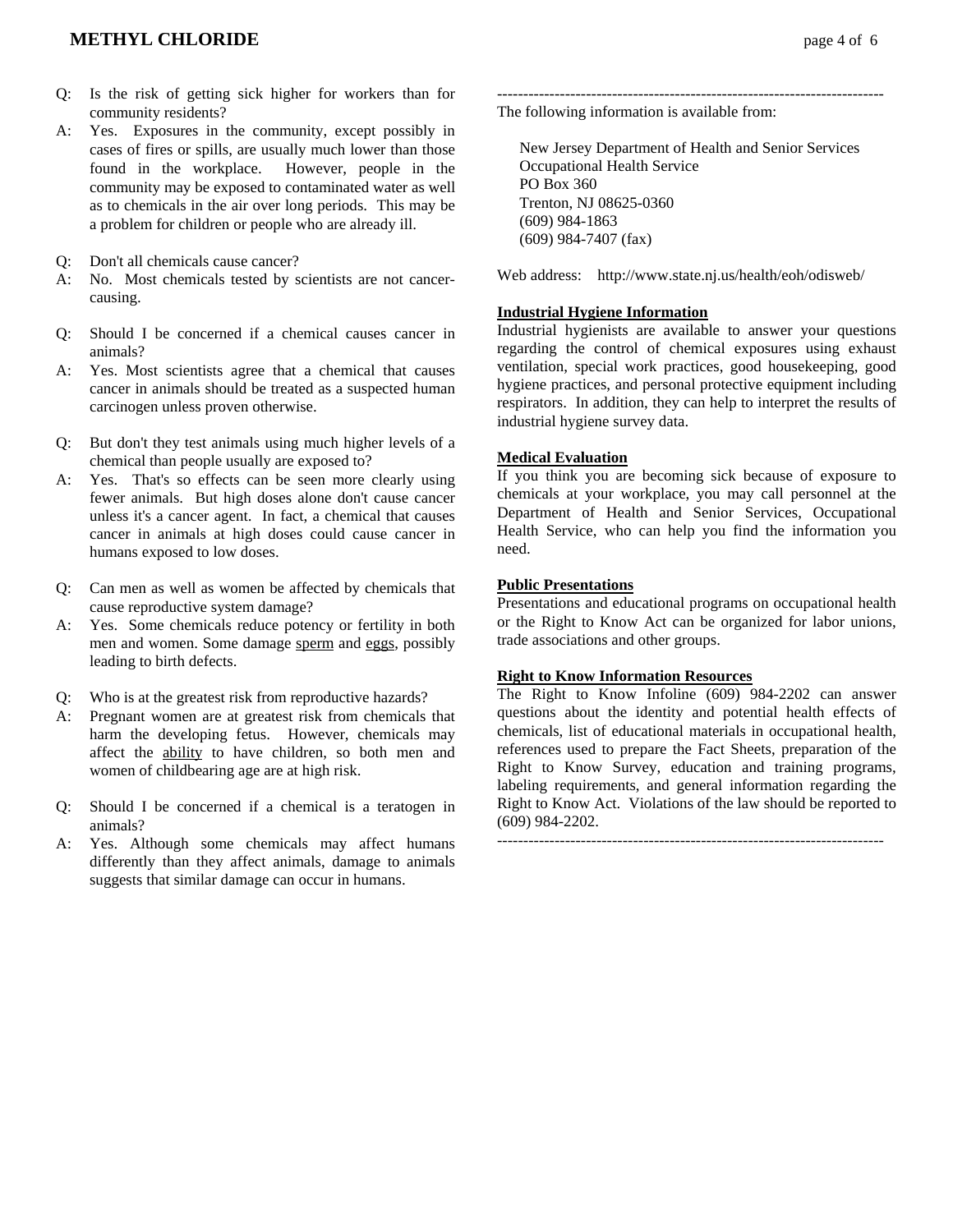Q: Is the risk of getting sick higher for workers than for community residents?

A: Yes. Exposures in the community, except possibly in cases of fires or spills, are usually much lower than those found in the workplace. However, people in the community may be exposed to contaminated water as well as to chemicals in the air over long periods. This may be a problem for children or people who are already ill.

Q: Don't all chemicals cause cancer?

A: No. Most chemicals tested by scientists are not cancer-causing.

Q: Should I be concerned if a chemical causes cancer in animals?

A: Yes. Most scientists agree that a chemical that causes cancer in animals should be treated as a suspected human carcinogen unless proven otherwise.

Q: But don't they test animals using much higher levels of a chemical than people usually are exposed to?

A: Yes. That's so effects can be seen more clearly using fewer animals. But high doses alone don't cause cancer unless it's a cancer agent. In fact, a chemical that causes cancer in animals at high doses could cause cancer in humans exposed to low doses.

Q: Can men as well as women be affected by chemicals that cause reproductive system damage?

A: Yes. Some chemicals reduce potency or fertility in both men and women. Some damage sperm and eggs, possibly leading to birth defects.

Q: Who is at the greatest risk from reproductive hazards?

A: Pregnant women are at greatest risk from chemicals that harm the developing fetus. However, chemicals may affect the ability to have children, so both men and women of childbearing age are at high risk.

Q: Should I be concerned if a chemical is a teratogen in animals?

A: Yes. Although some chemicals may affect humans differently than they affect animals, damage to animals suggests that similar damage can occur in humans.

---

The following information is available from:

New Jersey Department of Health and Senior Services
Occupational Health Service
PO Box 360
Trenton, NJ 08625-0360
(609) 984-1863
(609) 984-7407 (fax)

Web address: http://www.state.nj.us/health/eoh/odisweb/

**Industrial Hygiene Information**

Industrial hygienists are available to answer your questions regarding the control of chemical exposures using exhaust ventilation, special work practices, good housekeeping, good hygiene practices, and personal protective equipment including respirators. In addition, they can help to interpret the results of industrial hygiene survey data.

**Medical Evaluation**

If you think you are becoming sick because of exposure to chemicals at your workplace, you may call personnel at the Department of Health and Senior Services, Occupational Health Service, who can help you find the information you need.

**Public Presentations**

Presentations and educational programs on occupational health or the Right to Know Act can be organized for labor unions, trade associations and other groups.

**Right to Know Information Resources**

The Right to Know Infoline (609) 984-2202 can answer questions about the identity and potential health effects of chemicals, list of educational materials in occupational health, references used to prepare the Fact Sheets, preparation of the Right to Know Survey, education and training programs, labeling requirements, and general information regarding the Right to Know Act. Violations of the law should be reported to (609) 984-2202.

---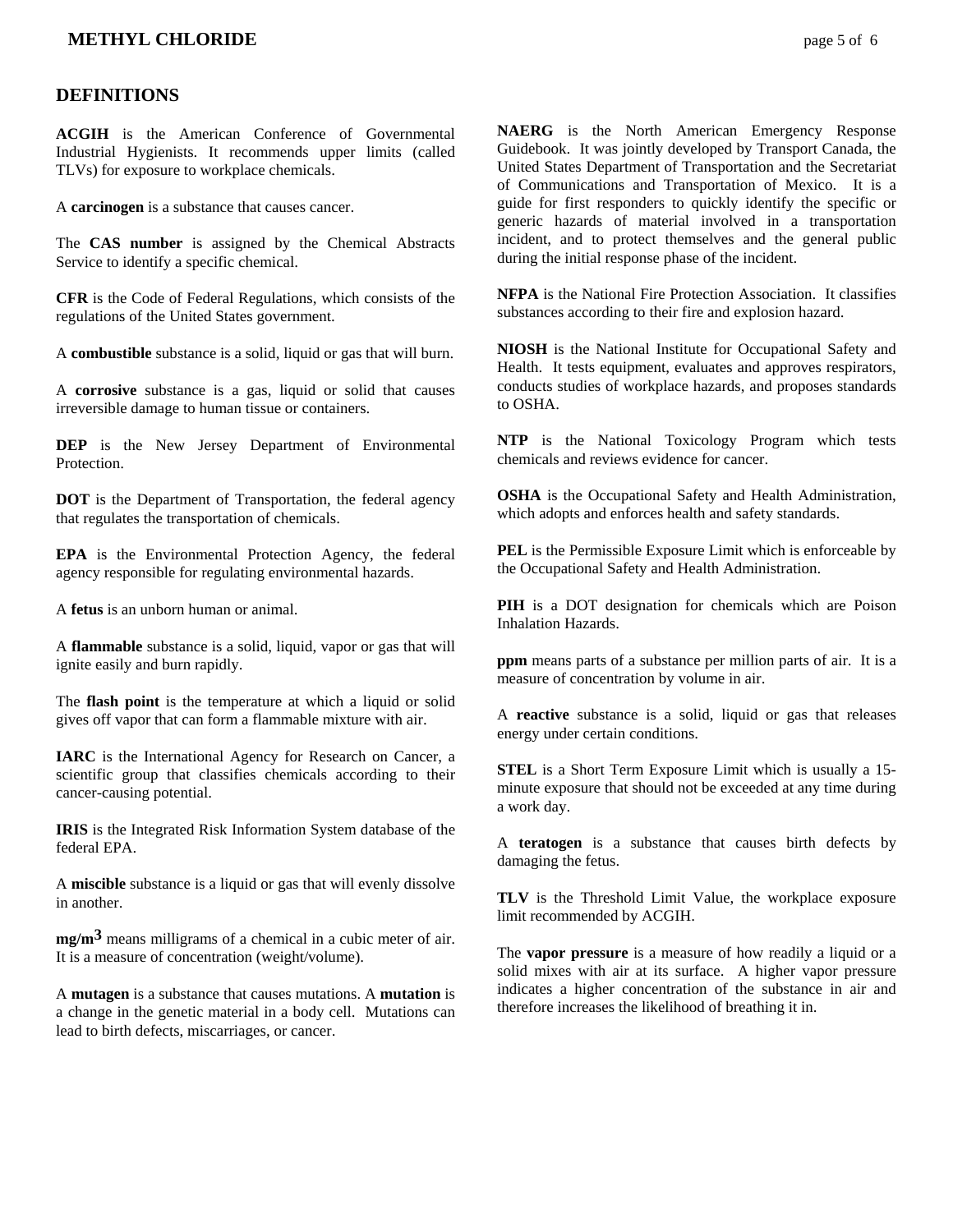## DEFINITIONS

**ACGIH** is the American Conference of Governmental Industrial Hygienists. It recommends upper limits (called TLVs) for exposure to workplace chemicals.

A **carcinogen** is a substance that causes cancer.

The **CAS number** is assigned by the Chemical Abstracts Service to identify a specific chemical.

**CFR** is the Code of Federal Regulations, which consists of the regulations of the United States government.

A **combustible** substance is a solid, liquid or gas that will burn.

A **corrosive** substance is a gas, liquid or solid that causes irreversible damage to human tissue or containers.

**DEP** is the New Jersey Department of Environmental Protection.

**DOT** is the Department of Transportation, the federal agency that regulates the transportation of chemicals.

**EPA** is the Environmental Protection Agency, the federal agency responsible for regulating environmental hazards.

A **fetus** is an unborn human or animal.

A **flammable** substance is a solid, liquid, vapor or gas that will ignite easily and burn rapidly.

The **flash point** is the temperature at which a liquid or solid gives off vapor that can form a flammable mixture with air.

**IARC** is the International Agency for Research on Cancer, a scientific group that classifies chemicals according to their cancer-causing potential.

**IRIS** is the Integrated Risk Information System database of the federal EPA.

A **miscible** substance is a liquid or gas that will evenly dissolve in another.

**mg/m$^3$** means milligrams of a chemical in a cubic meter of air. It is a measure of concentration (weight/volume).

A **mutagen** is a substance that causes mutations. A **mutation** is a change in the genetic material in a body cell. Mutations can lead to birth defects, miscarriages, or cancer.

**NAERG** is the North American Emergency Response Guidebook. It was jointly developed by Transport Canada, the United States Department of Transportation and the Secretariat of Communications and Transportation of Mexico. It is a guide for first responders to quickly identify the specific or generic hazards of material involved in a transportation incident, and to protect themselves and the general public during the initial response phase of the incident.

**NFPA** is the National Fire Protection Association. It classifies substances according to their fire and explosion hazard.

**NIOSH** is the National Institute for Occupational Safety and Health. It tests equipment, evaluates and approves respirators, conducts studies of workplace hazards, and proposes standards to OSHA.

**NTP** is the National Toxicology Program which tests chemicals and reviews evidence for cancer.

**OSHA** is the Occupational Safety and Health Administration, which adopts and enforces health and safety standards.

**PEL** is the Permissible Exposure Limit which is enforceable by the Occupational Safety and Health Administration.

**PIH** is a DOT designation for chemicals which are Poison Inhalation Hazards.

**ppm** means parts of a substance per million parts of air. It is a measure of concentration by volume in air.

A **reactive** substance is a solid, liquid or gas that releases energy under certain conditions.

**STEL** is a Short Term Exposure Limit which is usually a 15-minute exposure that should not be exceeded at any time during a work day.

A **teratogen** is a substance that causes birth defects by damaging the fetus.

**TLV** is the Threshold Limit Value, the workplace exposure limit recommended by ACGIH.

The **vapor pressure** is a measure of how readily a liquid or a solid mixes with air at its surface. A higher vapor pressure indicates a higher concentration of the substance in air and therefore increases the likelihood of breathing it in.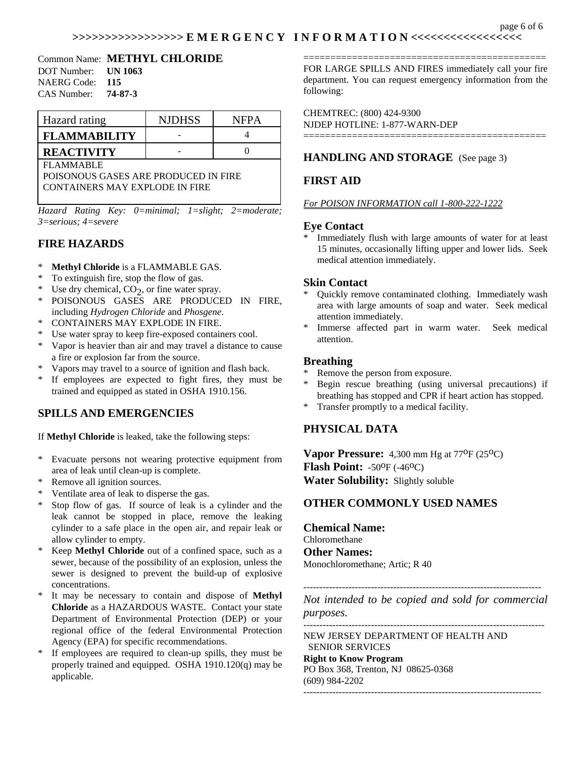# >>>>>>>>>>>>>>>> E M E R G E N C Y   I N F O R M A T I O N <<<<<<<<<<<<<<<<

Common Name: **METHYL CHLORIDE**
DOT Number: **UN 1063**
NAERG Code: **115**
CAS Number: **74-87-3**

| Hazard rating | NJDHSS | NFPA |
|---|---|---|
| **FLAMMABILITY** | - | 4 |
| **REACTIVITY** | - | 0 |

FLAMMABLE
POISONOUS GASES ARE PRODUCED IN FIRE
CONTAINERS MAY EXPLODE IN FIRE

*Hazard Rating Key: 0=minimal; 1=slight; 2=moderate; 3=serious; 4=severe*

## FIRE HAZARDS

* **Methyl Chloride** is a FLAMMABLE GAS.
* To extinguish fire, stop the flow of gas.
* Use dry chemical, $CO_2$, or fine water spray.
* POISONOUS GASES ARE PRODUCED IN FIRE, including *Hydrogen Chloride* and *Phosgene*.
* CONTAINERS MAY EXPLODE IN FIRE.
* Use water spray to keep fire-exposed containers cool.
* Vapor is heavier than air and may travel a distance to cause a fire or explosion far from the source.
* Vapors may travel to a source of ignition and flash back.
* If employees are expected to fight fires, they must be trained and equipped as stated in OSHA 1910.156.

## SPILLS AND EMERGENCIES

If **Methyl Chloride** is leaked, take the following steps:

* Evacuate persons not wearing protective equipment from area of leak until clean-up is complete.
* Remove all ignition sources.
* Ventilate area of leak to disperse the gas.
* Stop flow of gas. If source of leak is a cylinder and the leak cannot be stopped in place, remove the leaking cylinder to a safe place in the open air, and repair leak or allow cylinder to empty.
* Keep **Methyl Chloride** out of a confined space, such as a sewer, because of the possibility of an explosion, unless the sewer is designed to prevent the build-up of explosive concentrations.
* It may be necessary to contain and dispose of **Methyl Chloride** as a HAZARDOUS WASTE. Contact your state Department of Environmental Protection (DEP) or your regional office of the federal Environmental Protection Agency (EPA) for specific recommendations.
* If employees are required to clean-up spills, they must be properly trained and equipped. OSHA 1910.120(q) may be applicable.

============================================

FOR LARGE SPILLS AND FIRES immediately call your fire department. You can request emergency information from the following:

CHEMTREC: (800) 424-9300
NJDEP HOTLINE: 1-877-WARN-DEP

============================================

## HANDLING AND STORAGE (See page 3)

## FIRST AID

*For POISON INFORMATION call 1-800-222-1222*

### Eye Contact

* Immediately flush with large amounts of water for at least 15 minutes, occasionally lifting upper and lower lids. Seek medical attention immediately.

### Skin Contact

* Quickly remove contaminated clothing. Immediately wash area with large amounts of soap and water. Seek medical attention immediately.
* Immerse affected part in warm water. Seek medical attention.

### Breathing

* Remove the person from exposure.
* Begin rescue breathing (using universal precautions) if breathing has stopped and CPR if heart action has stopped.
* Transfer promptly to a medical facility.

## PHYSICAL DATA

**Vapor Pressure:** 4,300 mm Hg at 77$^{o}$F (25$^{o}$C)
**Flash Point:** -50$^{o}$F (-46$^{o}$C)
**Water Solubility:** Slightly soluble

## OTHER COMMONLY USED NAMES

**Chemical Name:**
Chloromethane

**Other Names:**
Monochloromethane; Artic; R 40

---

*Not intended to be copied and sold for commercial purposes.*

---

NEW JERSEY DEPARTMENT OF HEALTH AND SENIOR SERVICES
**Right to Know Program**
PO Box 368, Trenton, NJ 08625-0368
(609) 984-2202